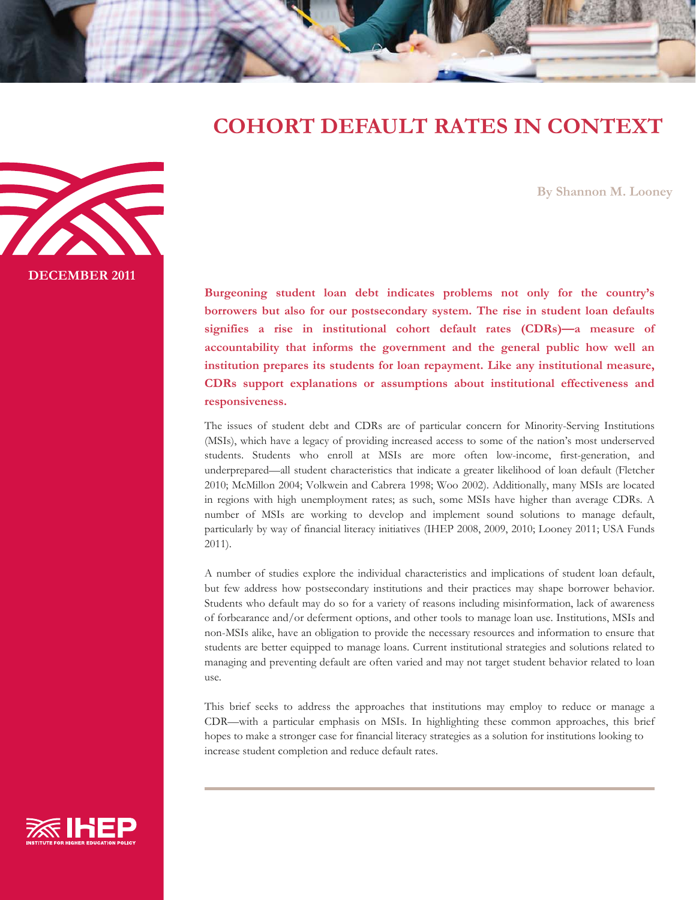# COHORT DEFAULT RATES IN CONTEXT

**By Shannon M. Looney**

**DECEMBER 2011**

**Burgeoning student loan debt indicates problems not only for the country's borrowers but also for our postsecondary system. The rise in student loan defaults signifies a rise in institutional cohort default rates (CDRs)—a measure of accountability that informs the government and the general public how well an institution prepares its students for loan repayment. Like any institutional measure, CDRs support explanations or assumptions about institutional effectiveness and responsiveness.**

The issues of student debt and CDRs are of particular concern for Minority-Serving Institutions (MSIs), which have a legacy of providing increased access to some of the nation's most underserved students. Students who enroll at MSIs are more often low-income, first-generation, and underprepared—all student characteristics that indicate a greater likelihood of loan default (Fletcher 2010; McMillon 2004; Volkwein and Cabrera 1998; Woo 2002). Additionally, many MSIs are located in regions with high unemployment rates; as such, some MSIs have higher than average CDRs. A number of MSIs are working to develop and implement sound solutions to manage default, particularly by way of financial literacy initiatives (IHEP 2008, 2009, 2010; Looney 2011; USA Funds 2011).

A number of studies explore the individual characteristics and implications of student loan default, but few address how postsecondary institutions and their practices may shape borrower behavior. Students who default may do so for a variety of reasons including misinformation, lack of awareness of forbearance and/or deferment options, and other tools to manage loan use. Institutions, MSIs and non-MSIs alike, have an obligation to provide the necessary resources and information to ensure that students are better equipped to manage loans. Current institutional strategies and solutions related to managing and preventing default are often varied and may not target student behavior related to loan use.

This brief seeks to address the approaches that institutions may employ to reduce or manage a CDR—with a particular emphasis on MSIs. In highlighting these common approaches, this brief hopes to make a stronger case for financial literacy strategies as a solution for institutions looking to increase student completion and reduce default rates.

IHEP INSTITUTE FOR HIGHER EDUCATION POLICY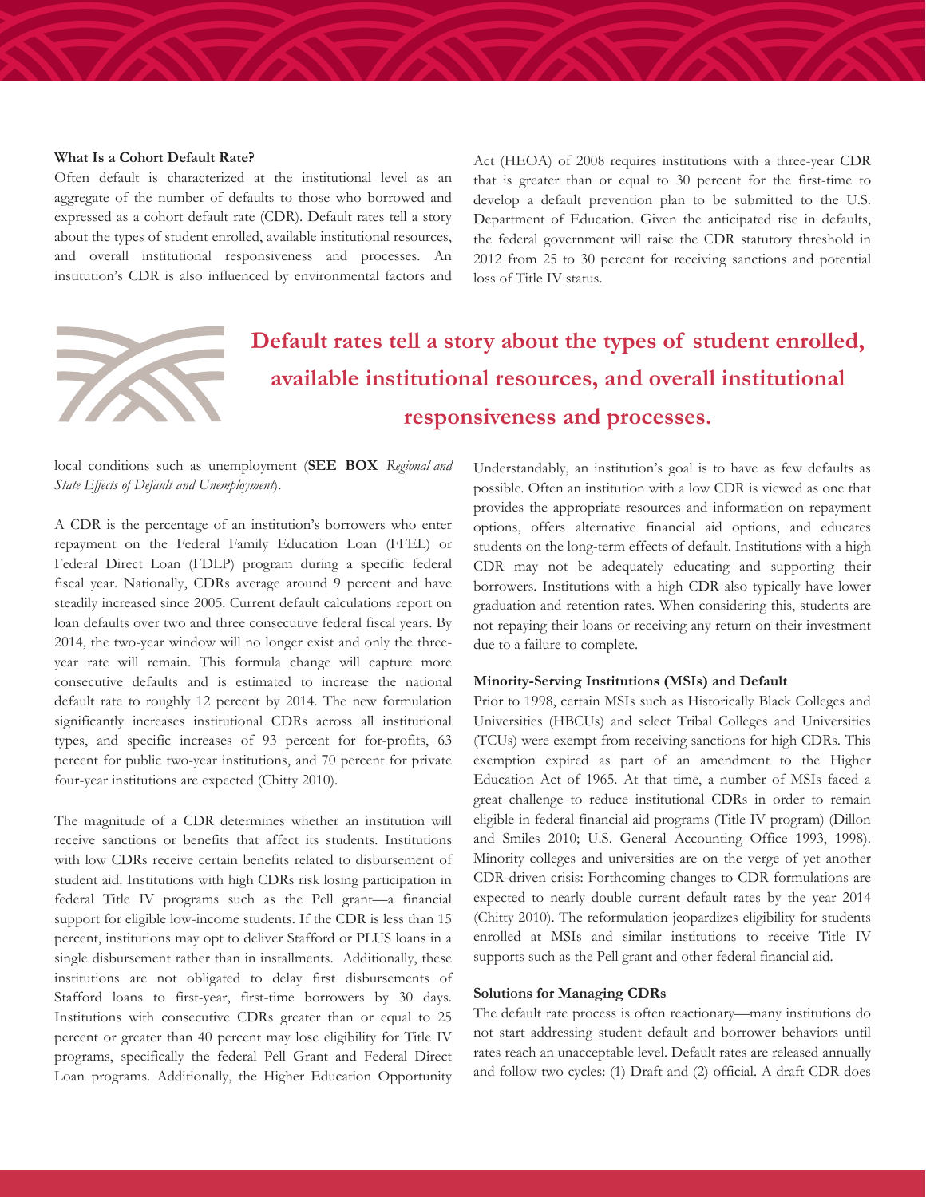### What Is a Cohort Default Rate?

Often default is characterized at the institutional level as an aggregate of the number of defaults to those who borrowed and expressed as a cohort default rate (CDR). Default rates tell a story about the types of student enrolled, available institutional resources, and overall institutional responsiveness and processes. An institution's CDR is also influenced by environmental factors and local conditions such as unemployment (**SEE BOX** *Regional and State Effects of Default and Unemployment*).

> **Default rates tell a story about the types of student enrolled, available institutional resources, and overall institutional responsiveness and processes.**

A CDR is the percentage of an institution's borrowers who enter repayment on the Federal Family Education Loan (FFEL) or Federal Direct Loan (FDLP) program during a specific federal fiscal year. Nationally, CDRs average around 9 percent and have steadily increased since 2005. Current default calculations report on loan defaults over two and three consecutive federal fiscal years. By 2014, the two-year window will no longer exist and only the three-year rate will remain. This formula change will capture more consecutive defaults and is estimated to increase the national default rate to roughly 12 percent by 2014. The new formulation significantly increases institutional CDRs across all institutional types, and specific increases of 93 percent for for-profits, 63 percent for public two-year institutions, and 70 percent for private four-year institutions are expected (Chitty 2010).

The magnitude of a CDR determines whether an institution will receive sanctions or benefits that affect its students. Institutions with low CDRs receive certain benefits related to disbursement of student aid. Institutions with high CDRs risk losing participation in federal Title IV programs such as the Pell grant—a financial support for eligible low-income students. If the CDR is less than 15 percent, institutions may opt to deliver Stafford or PLUS loans in a single disbursement rather than in installments. Additionally, these institutions are not obligated to delay first disbursements of Stafford loans to first-year, first-time borrowers by 30 days. Institutions with consecutive CDRs greater than or equal to 25 percent or greater than 40 percent may lose eligibility for Title IV programs, specifically the federal Pell Grant and Federal Direct Loan programs. Additionally, the Higher Education Opportunity Act (HEOA) of 2008 requires institutions with a three-year CDR that is greater than or equal to 30 percent for the first-time to develop a default prevention plan to be submitted to the U.S. Department of Education. Given the anticipated rise in defaults, the federal government will raise the CDR statutory threshold in 2012 from 25 to 30 percent for receiving sanctions and potential loss of Title IV status.

Understandably, an institution's goal is to have as few defaults as possible. Often an institution with a low CDR is viewed as one that provides the appropriate resources and information on repayment options, offers alternative financial aid options, and educates students on the long-term effects of default. Institutions with a high CDR may not be adequately educating and supporting their borrowers. Institutions with a high CDR also typically have lower graduation and retention rates. When considering this, students are not repaying their loans or receiving any return on their investment due to a failure to complete.

### Minority-Serving Institutions (MSIs) and Default

Prior to 1998, certain MSIs such as Historically Black Colleges and Universities (HBCUs) and select Tribal Colleges and Universities (TCUs) were exempt from receiving sanctions for high CDRs. This exemption expired as part of an amendment to the Higher Education Act of 1965. At that time, a number of MSIs faced a great challenge to reduce institutional CDRs in order to remain eligible in federal financial aid programs (Title IV program) (Dillon and Smiles 2010; U.S. General Accounting Office 1993, 1998). Minority colleges and universities are on the verge of yet another CDR-driven crisis: Forthcoming changes to CDR formulations are expected to nearly double current default rates by the year 2014 (Chitty 2010). The reformulation jeopardizes eligibility for students enrolled at MSIs and similar institutions to receive Title IV supports such as the Pell grant and other federal financial aid.

### Solutions for Managing CDRs

The default rate process is often reactionary—many institutions do not start addressing student default and borrower behaviors until rates reach an unacceptable level. Default rates are released annually and follow two cycles: (1) Draft and (2) official. A draft CDR does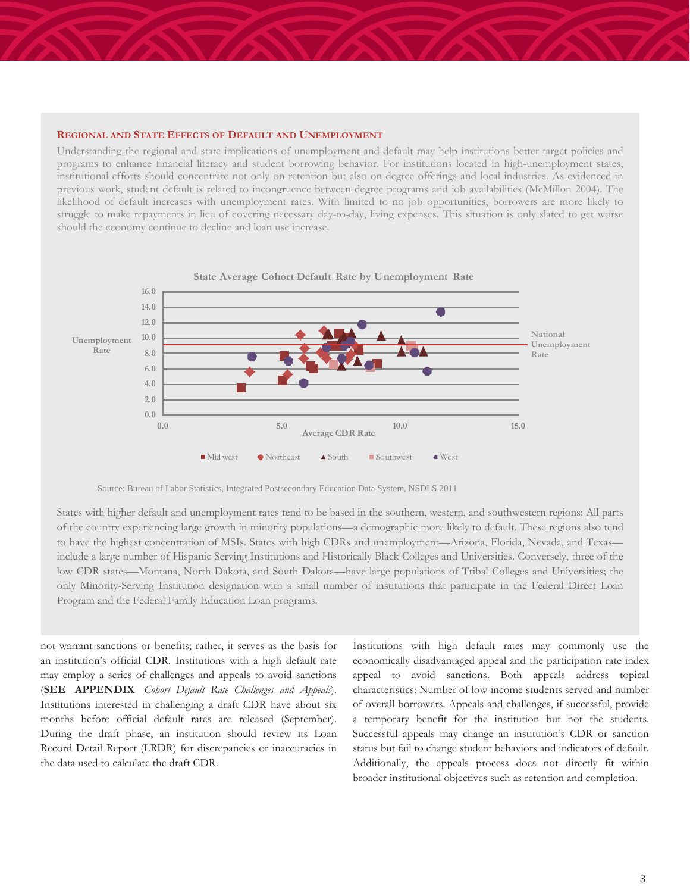### Regional and State Effects of Default and Unemployment

Understanding the regional and state implications of unemployment and default may help institutions better target policies and programs to enhance financial literacy and student borrowing behavior. For institutions located in high-unemployment states, institutional efforts should concentrate not only on retention but also on degree offerings and local industries. As evidenced in previous work, student default is related to incongruence between degree programs and job availabilities (McMillon 2004). The likelihood of default increases with unemployment rates. With limited to no job opportunities, borrowers are more likely to struggle to make repayments in lieu of covering necessary day-to-day, living expenses. This situation is only slated to get worse should the economy continue to decline and loan use increase.

State Average Cohort Default Rate by Unemployment Rate

Source: Bureau of Labor Statistics, Integrated Postsecondary Education Data System, NSDLS 2011

States with higher default and unemployment rates tend to be based in the southern, western, and southwestern regions: All parts of the country experiencing large growth in minority populations—a demographic more likely to default. These regions also tend to have the highest concentration of MSIs. States with high CDRs and unemployment—Arizona, Florida, Nevada, and Texas—include a large number of Hispanic Serving Institutions and Historically Black Colleges and Universities. Conversely, three of the low CDR states—Montana, North Dakota, and South Dakota—have large populations of Tribal Colleges and Universities; the only Minority-Serving Institution designation with a small number of institutions that participate in the Federal Direct Loan Program and the Federal Family Education Loan programs.

not warrant sanctions or benefits; rather, it serves as the basis for an institution's official CDR. Institutions with a high default rate may employ a series of challenges and appeals to avoid sanctions (**SEE APPENDIX** *Cohort Default Rate Challenges and Appeals*). Institutions interested in challenging a draft CDR have about six months before official default rates are released (September). During the draft phase, an institution should review its Loan Record Detail Report (LRDR) for discrepancies or inaccuracies in the data used to calculate the draft CDR.

Institutions with high default rates may commonly use the economically disadvantaged appeal and the participation rate index appeal to avoid sanctions. Both appeals address topical characteristics: Number of low-income students served and number of overall borrowers. Appeals and challenges, if successful, provide a temporary benefit for the institution but not the students. Successful appeals may change an institution's CDR or sanction status but fail to change student behaviors and indicators of default. Additionally, the appeals process does not directly fit within broader institutional objectives such as retention and completion.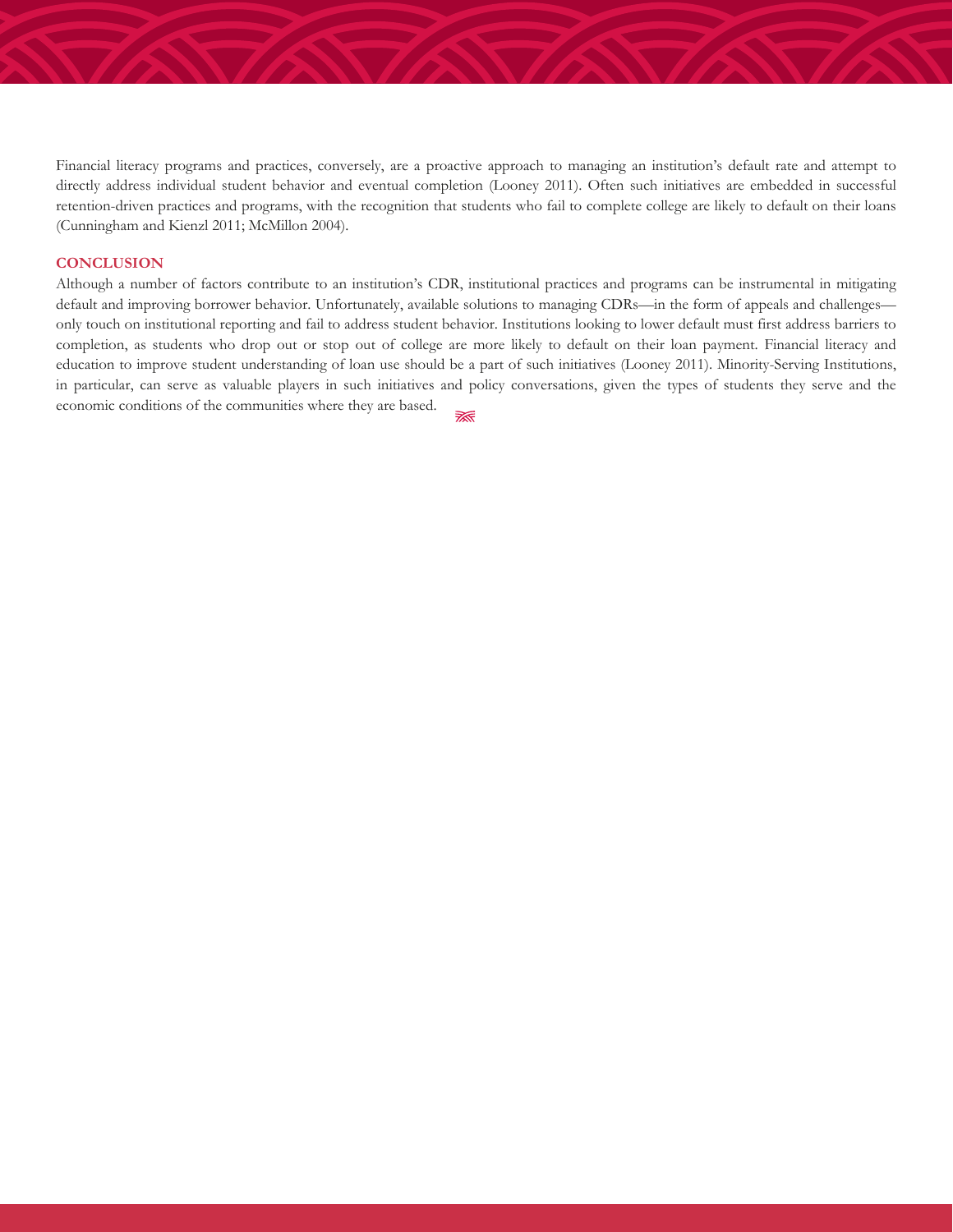Financial literacy programs and practices, conversely, are a proactive approach to managing an institution's default rate and attempt to directly address individual student behavior and eventual completion (Looney 2011). Often such initiatives are embedded in successful retention-driven practices and programs, with the recognition that students who fail to complete college are likely to default on their loans (Cunningham and Kienzl 2011; McMillon 2004).

## CONCLUSION

Although a number of factors contribute to an institution's CDR, institutional practices and programs can be instrumental in mitigating default and improving borrower behavior. Unfortunately, available solutions to managing CDRs—in the form of appeals and challenges—only touch on institutional reporting and fail to address student behavior. Institutions looking to lower default must first address barriers to completion, as students who drop out or stop out of college are more likely to default on their loan payment. Financial literacy and education to improve student understanding of loan use should be a part of such initiatives (Looney 2011). Minority-Serving Institutions, in particular, can serve as valuable players in such initiatives and policy conversations, given the types of students they serve and the economic conditions of the communities where they are based.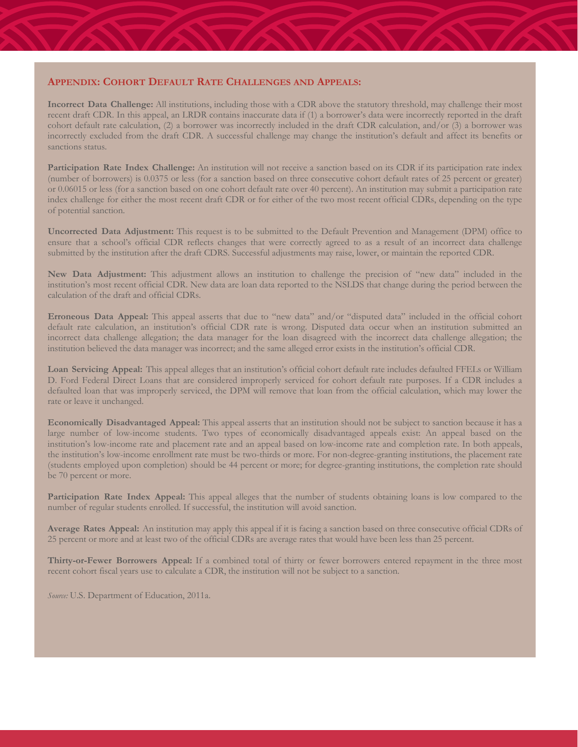## Appendix: Cohort Default Rate Challenges and Appeals:

**Incorrect Data Challenge:** All institutions, including those with a CDR above the statutory threshold, may challenge their most recent draft CDR. In this appeal, an LRDR contains inaccurate data if (1) a borrower's data were incorrectly reported in the draft cohort default rate calculation, (2) a borrower was incorrectly included in the draft CDR calculation, and/or (3) a borrower was incorrectly excluded from the draft CDR. A successful challenge may change the institution's default and affect its benefits or sanctions status.

**Participation Rate Index Challenge:** An institution will not receive a sanction based on its CDR if its participation rate index (number of borrowers) is 0.0375 or less (for a sanction based on three consecutive cohort default rates of 25 percent or greater) or 0.06015 or less (for a sanction based on one cohort default rate over 40 percent). An institution may submit a participation rate index challenge for either the most recent draft CDR or for either of the two most recent official CDRs, depending on the type of potential sanction.

**Uncorrected Data Adjustment:** This request is to be submitted to the Default Prevention and Management (DPM) office to ensure that a school's official CDR reflects changes that were correctly agreed to as a result of an incorrect data challenge submitted by the institution after the draft CDRS. Successful adjustments may raise, lower, or maintain the reported CDR.

**New Data Adjustment:** This adjustment allows an institution to challenge the precision of "new data" included in the institution's most recent official CDR. New data are loan data reported to the NSLDS that change during the period between the calculation of the draft and official CDRs.

**Erroneous Data Appeal:** This appeal asserts that due to "new data" and/or "disputed data" included in the official cohort default rate calculation, an institution's official CDR rate is wrong. Disputed data occur when an institution submitted an incorrect data challenge allegation; the data manager for the loan disagreed with the incorrect data challenge allegation; the institution believed the data manager was incorrect; and the same alleged error exists in the institution's official CDR.

**Loan Servicing Appeal:** This appeal alleges that an institution's official cohort default rate includes defaulted FFELs or William D. Ford Federal Direct Loans that are considered improperly serviced for cohort default rate purposes. If a CDR includes a defaulted loan that was improperly serviced, the DPM will remove that loan from the official calculation, which may lower the rate or leave it unchanged.

**Economically Disadvantaged Appeal:** This appeal asserts that an institution should not be subject to sanction because it has a large number of low-income students. Two types of economically disadvantaged appeals exist: An appeal based on the institution's low-income rate and placement rate and an appeal based on low-income rate and completion rate. In both appeals, the institution's low-income enrollment rate must be two-thirds or more. For non-degree-granting institutions, the placement rate (students employed upon completion) should be 44 percent or more; for degree-granting institutions, the completion rate should be 70 percent or more.

**Participation Rate Index Appeal:** This appeal alleges that the number of students obtaining loans is low compared to the number of regular students enrolled. If successful, the institution will avoid sanction.

**Average Rates Appeal:** An institution may apply this appeal if it is facing a sanction based on three consecutive official CDRs of 25 percent or more and at least two of the official CDRs are average rates that would have been less than 25 percent.

**Thirty-or-Fewer Borrowers Appeal:** If a combined total of thirty or fewer borrowers entered repayment in the three most recent cohort fiscal years use to calculate a CDR, the institution will not be subject to a sanction.

*Source:* U.S. Department of Education, 2011a.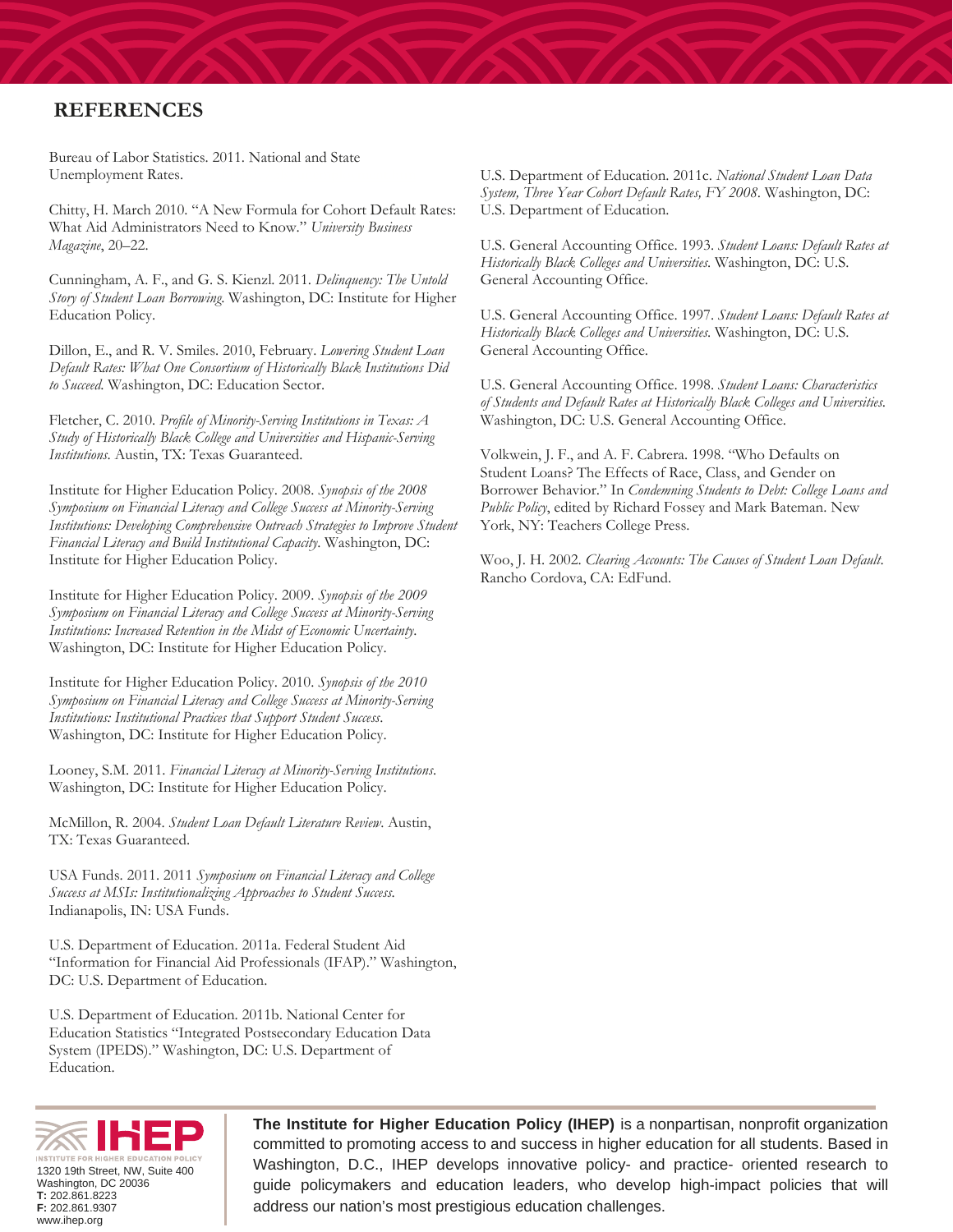## REFERENCES

Bureau of Labor Statistics. 2011. National and State Unemployment Rates.

Chitty, H. March 2010. "A New Formula for Cohort Default Rates: What Aid Administrators Need to Know." *University Business Magazine*, 20–22.

Cunningham, A. F., and G. S. Kienzl. 2011. *Delinquency: The Untold Story of Student Loan Borrowing.* Washington, DC: Institute for Higher Education Policy.

Dillon, E., and R. V. Smiles. 2010, February. *Lowering Student Loan Default Rates: What One Consortium of Historically Black Institutions Did to Succeed.* Washington, DC: Education Sector.

Fletcher, C. 2010. *Profile of Minority-Serving Institutions in Texas: A Study of Historically Black College and Universities and Hispanic-Serving Institutions.* Austin, TX: Texas Guaranteed.

Institute for Higher Education Policy. 2008. *Synopsis of the 2008 Symposium on Financial Literacy and College Success at Minority-Serving Institutions: Developing Comprehensive Outreach Strategies to Improve Student Financial Literacy and Build Institutional Capacity.* Washington, DC: Institute for Higher Education Policy.

Institute for Higher Education Policy. 2009. *Synopsis of the 2009 Symposium on Financial Literacy and College Success at Minority-Serving Institutions: Increased Retention in the Midst of Economic Uncertainty.* Washington, DC: Institute for Higher Education Policy.

Institute for Higher Education Policy. 2010. *Synopsis of the 2010 Symposium on Financial Literacy and College Success at Minority-Serving Institutions: Institutional Practices that Support Student Success.* Washington, DC: Institute for Higher Education Policy.

Looney, S.M. 2011. *Financial Literacy at Minority-Serving Institutions.* Washington, DC: Institute for Higher Education Policy.

McMillon, R. 2004. *Student Loan Default Literature Review.* Austin, TX: Texas Guaranteed.

USA Funds. 2011. 2011 *Symposium on Financial Literacy and College Success at MSIs: Institutionalizing Approaches to Student Success.* Indianapolis, IN: USA Funds.

U.S. Department of Education. 2011a. Federal Student Aid "Information for Financial Aid Professionals (IFAP)." Washington, DC: U.S. Department of Education.

U.S. Department of Education. 2011b. National Center for Education Statistics "Integrated Postsecondary Education Data System (IPEDS)." Washington, DC: U.S. Department of Education.

U.S. Department of Education. 2011c. *National Student Loan Data System, Three Year Cohort Default Rates, FY 2008.* Washington, DC: U.S. Department of Education.

U.S. General Accounting Office. 1993. *Student Loans: Default Rates at Historically Black Colleges and Universities.* Washington, DC: U.S. General Accounting Office.

U.S. General Accounting Office. 1997. *Student Loans: Default Rates at Historically Black Colleges and Universities.* Washington, DC: U.S. General Accounting Office.

U.S. General Accounting Office. 1998. *Student Loans: Characteristics of Students and Default Rates at Historically Black Colleges and Universities.* Washington, DC: U.S. General Accounting Office.

Volkwein, J. F., and A. F. Cabrera. 1998. "Who Defaults on Student Loans? The Effects of Race, Class, and Gender on Borrower Behavior." In *Condemning Students to Debt: College Loans and Public Policy*, edited by Richard Fossey and Mark Bateman. New York, NY: Teachers College Press.

Woo, J. H. 2002. *Clearing Accounts: The Causes of Student Loan Default.* Rancho Cordova, CA: EdFund.

IHEP
INSTITUTE FOR HIGHER EDUCATION POLICY
1320 19th Street, NW, Suite 400
Washington, DC 20036
**T:** 202.861.8223
**F:** 202.861.9307
www.ihep.org

**The Institute for Higher Education Policy (IHEP)** is a nonpartisan, nonprofit organization committed to promoting access to and success in higher education for all students. Based in Washington, D.C., IHEP develops innovative policy- and practice- oriented research to guide policymakers and education leaders, who develop high-impact policies that will address our nation's most prestigious education challenges.